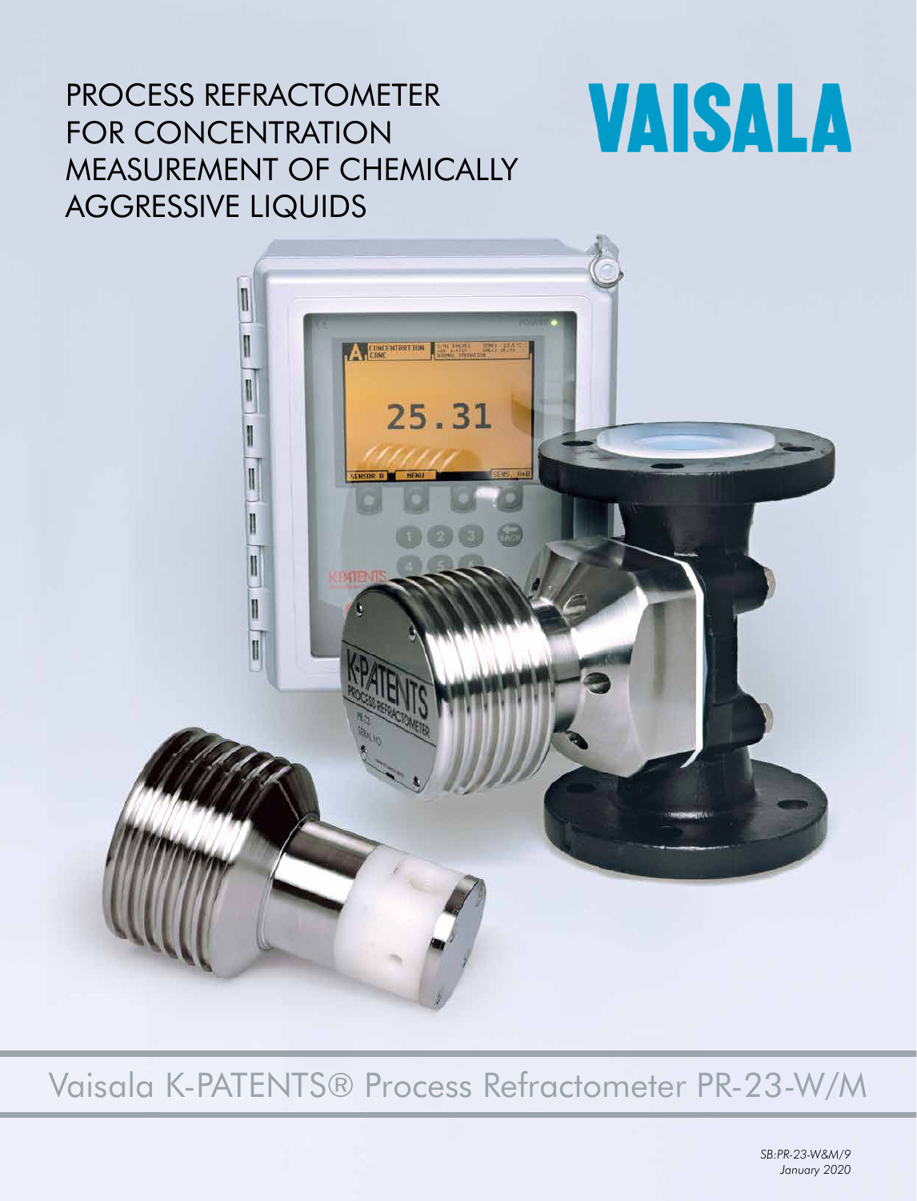# PROCESS REFRACTOMETER FOR CONCENTRATION MEASUREMENT OF CHEMICALLY AGGRESSIVE LIQUIDS

VAISALA

## Vaisala K-PATENTS® Process Refractometer PR-23-W/M

*SB:PR-23-W&M/9*
*January 2020*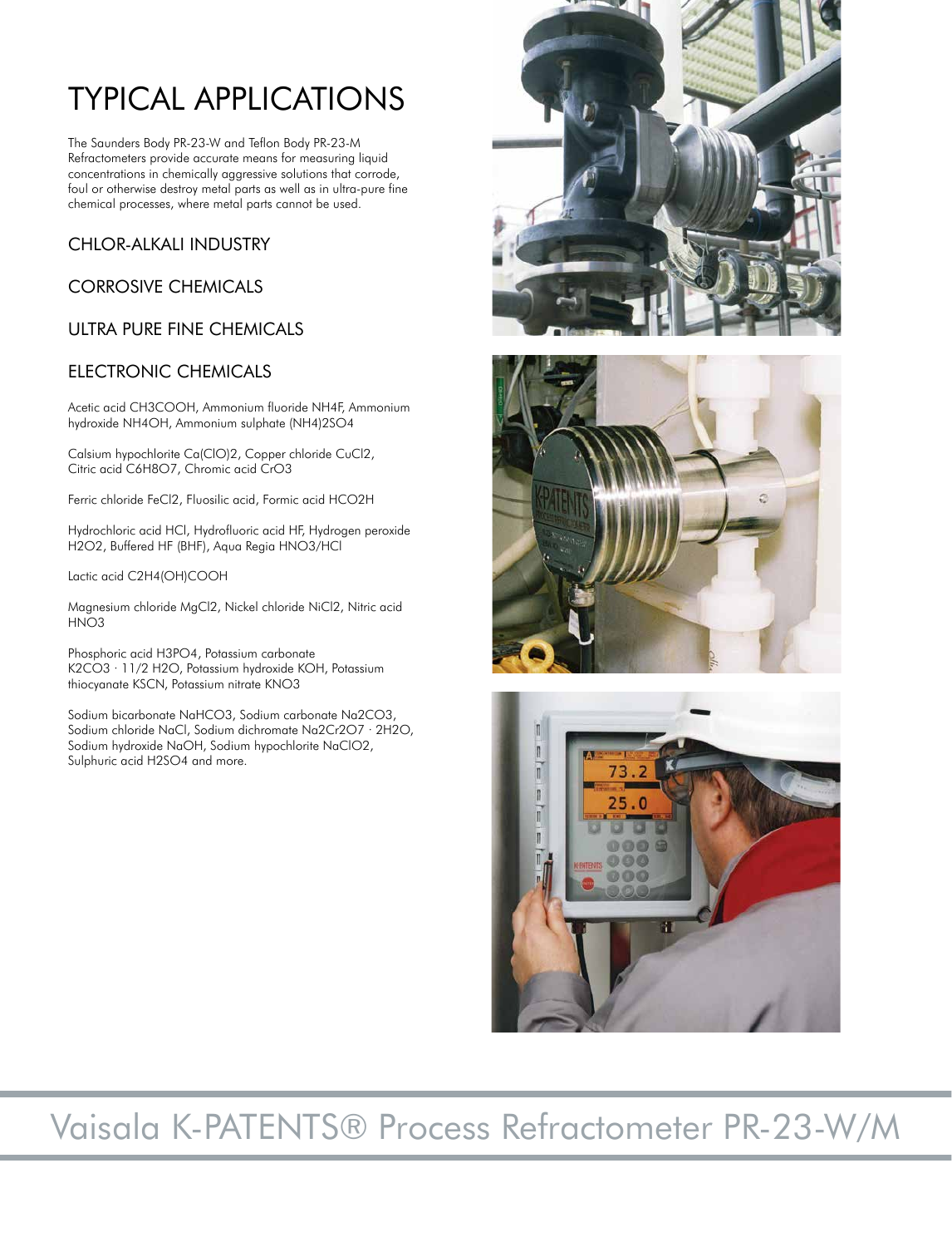# TYPICAL APPLICATIONS

The Saunders Body PR-23-W and Teflon Body PR-23-M Refractometers provide accurate means for measuring liquid concentrations in chemically aggressive solutions that corrode, foul or otherwise destroy metal parts as well as in ultra-pure fine chemical processes, where metal parts cannot be used.

## CHLOR-ALKALI INDUSTRY

## CORROSIVE CHEMICALS

## ULTRA PURE FINE CHEMICALS

## ELECTRONIC CHEMICALS

Acetic acid $CH_3COOH$, Ammonium fluoride $NH_4F$, Ammonium hydroxide $NH_4OH$, Ammonium sulphate $(NH_4)_2SO_4$

Calsium hypochlorite $Ca(ClO)_2$, Copper chloride $CuCl_2$, Citric acid $C_6H_8O_7$, Chromic acid $CrO_3$

Ferric chloride $FeCl_2$, Fluosilic acid, Formic acid $HCO_2H$

Hydrochloric acid $HCl$, Hydrofluoric acid $HF$, Hydrogen peroxide $H_2O_2$, Buffered HF (BHF), Aqua Regia $HNO_3/HCl$

Lactic acid $C_2H_4(OH)COOH$

Magnesium chloride $MgCl_2$, Nickel chloride $NiCl_2$, Nitric acid $HNO_3$

Phosphoric acid $H_3PO_4$, Potassium carbonate $K_2CO_3 \cdot 11/2\ H_2O$, Potassium hydroxide $KOH$, Potassium thiocyanate $KSCN$, Potassium nitrate $KNO_3$

Sodium bicarbonate $NaHCO_3$, Sodium carbonate $Na_2CO_3$, Sodium chloride $NaCl$, Sodium dichromate $Na_2Cr_2O_7 \cdot 2H_2O$, Sodium hydroxide $NaOH$, Sodium hypochlorite $NaClO_2$, Sulphuric acid $H_2SO_4$ and more.

Vaisala K-PATENTS® Process Refractometer PR-23-W/M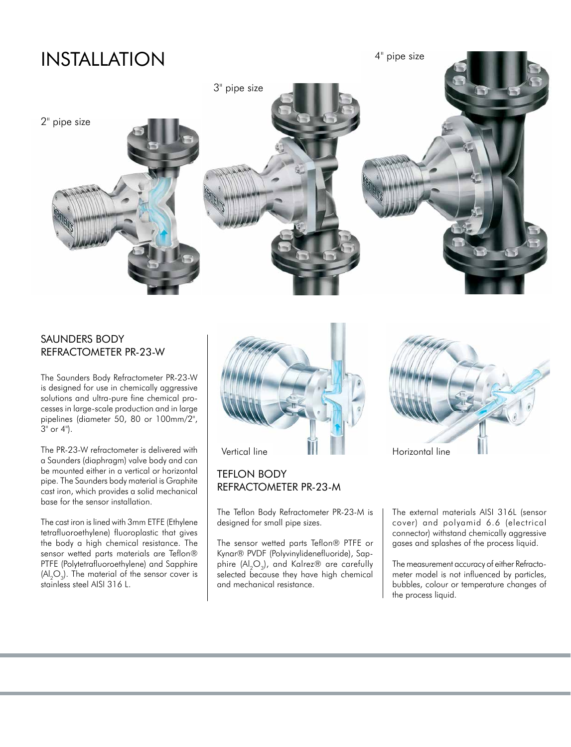# INSTALLATION

2" pipe size

3" pipe size

4" pipe size

## SAUNDERS BODY REFRACTOMETER PR-23-W

The Saunders Body Refractometer PR-23-W is designed for use in chemically aggressive solutions and ultra-pure fine chemical processes in large-scale production and in large pipelines (diameter 50, 80 or 100mm/2", 3" or 4").

The PR-23-W refractometer is delivered with a Saunders (diaphragm) valve body and can be mounted either in a vertical or horizontal pipe. The Saunders body material is Graphite cast iron, which provides a solid mechanical base for the sensor installation.

The cast iron is lined with 3mm ETFE (Ethylene tetrafluoroethylene) fluoroplastic that gives the body a high chemical resistance. The sensor wetted parts materials are Teflon® PTFE (Polytetrafluoroethylene) and Sapphire ($Al_2O_3$). The material of the sensor cover is stainless steel AISI 316 L.

Vertical line

Horizontal line

## TEFLON BODY REFRACTOMETER PR-23-M

The Teflon Body Refractometer PR-23-M is designed for small pipe sizes.

The sensor wetted parts Teflon® PTFE or Kynar® PVDF (Polyvinylidenefluoride), Sapphire ($Al_2O_3$), and Kalrez® are carefully selected because they have high chemical and mechanical resistance.

The external materials AISI 316L (sensor cover) and polyamid 6.6 (electrical connector) withstand chemically aggressive gases and splashes of the process liquid.

The measurement accuracy of either Refractometer model is not influenced by particles, bubbles, colour or temperature changes of the process liquid.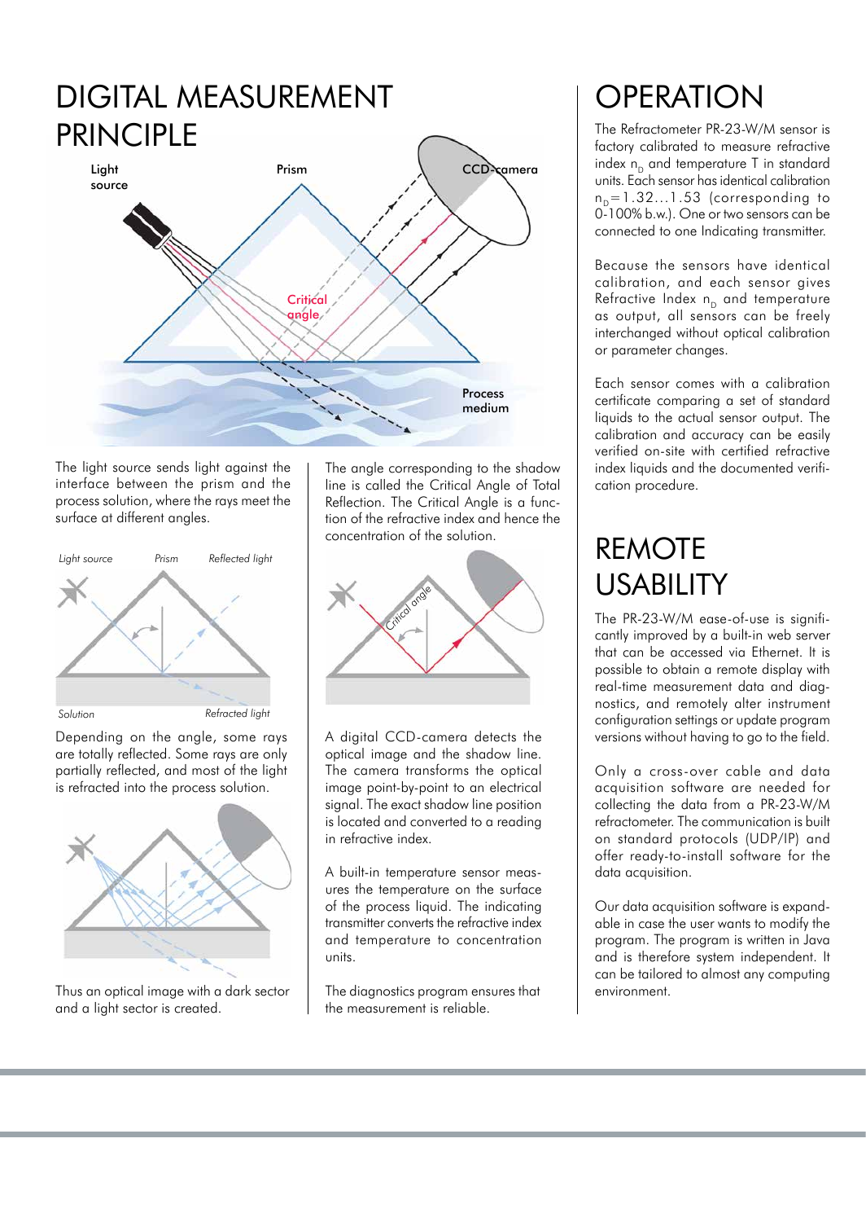# DIGITAL MEASUREMENT PRINCIPLE

The light source sends light against the interface between the prism and the process solution, where the rays meet the surface at different angles.

Depending on the angle, some rays are totally reflected. Some rays are only partially reflected, and most of the light is refracted into the process solution.

Thus an optical image with a dark sector and a light sector is created.

The angle corresponding to the shadow line is called the Critical Angle of Total Reflection. The Critical Angle is a function of the refractive index and hence the concentration of the solution.

A digital CCD-camera detects the optical image and the shadow line. The camera transforms the optical image point-by-point to an electrical signal. The exact shadow line position is located and converted to a reading in refractive index.

A built-in temperature sensor measures the temperature on the surface of the process liquid. The indicating transmitter converts the refractive index and temperature to concentration units.

The diagnostics program ensures that the measurement is reliable.

# OPERATION

The Refractometer PR-23-W/M sensor is factory calibrated to measure refractive index $n_D$ and temperature T in standard units. Each sensor has identical calibration $n_D$=1.32...1.53 (corresponding to 0-100% b.w.). One or two sensors can be connected to one Indicating transmitter.

Because the sensors have identical calibration, and each sensor gives Refractive Index $n_D$ and temperature as output, all sensors can be freely interchanged without optical calibration or parameter changes.

Each sensor comes with a calibration certificate comparing a set of standard liquids to the actual sensor output. The calibration and accuracy can be easily verified on-site with certified refractive index liquids and the documented verification procedure.

# REMOTE USABILITY

The PR-23-W/M ease-of-use is significantly improved by a built-in web server that can be accessed via Ethernet. It is possible to obtain a remote display with real-time measurement data and diagnostics, and remotely alter instrument configuration settings or update program versions without having to go to the field.

Only a cross-over cable and data acquisition software are needed for collecting the data from a PR-23-W/M refractometer. The communication is built on standard protocols (UDP/IP) and offer ready-to-install software for the data acquisition.

Our data acquisition software is expandable in case the user wants to modify the program. The program is written in Java and is therefore system independent. It can be tailored to almost any computing environment.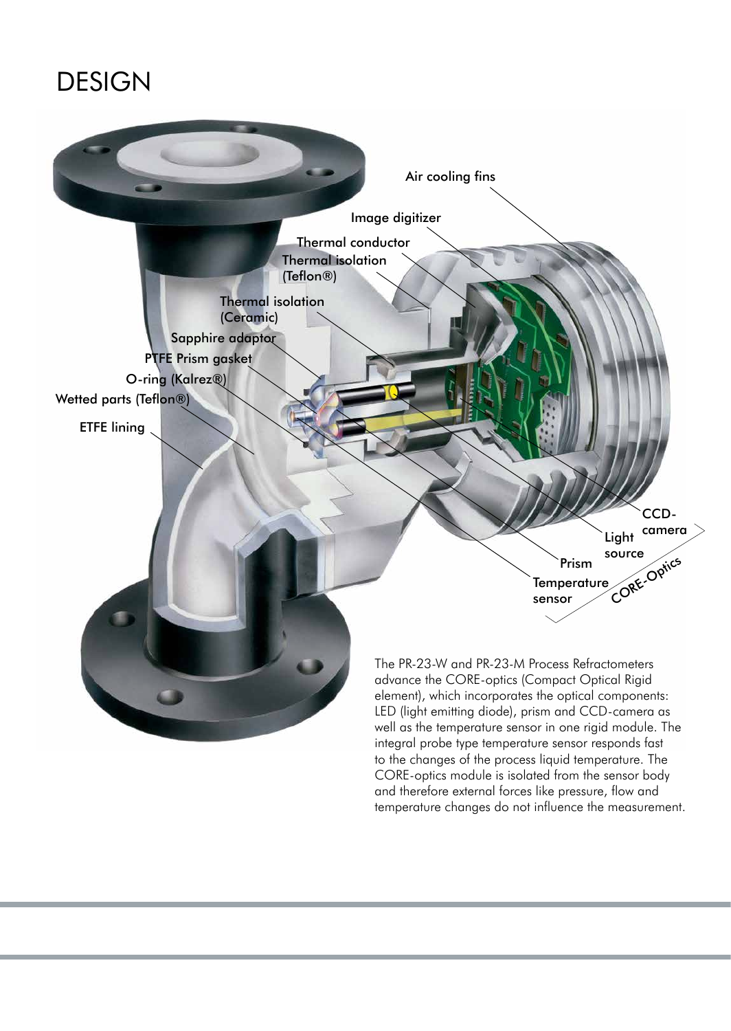# DESIGN

Air cooling fins

Image digitizer

Thermal conductor

Thermal isolation (Teflon®)

Thermal isolation (Ceramic)

Sapphire adaptor

PTFE Prism gasket

O-ring (Kalrez®)

Wetted parts (Teflon®)

ETFE lining

CCD-camera

Light source

Prism

Temperature sensor

CORE-Optics

The PR-23-W and PR-23-M Process Refractometers advance the CORE-optics (Compact Optical Rigid element), which incorporates the optical components: LED (light emitting diode), prism and CCD-camera as well as the temperature sensor in one rigid module. The integral probe type temperature sensor responds fast to the changes of the process liquid temperature. The CORE-optics module is isolated from the sensor body and therefore external forces like pressure, flow and temperature changes do not influence the measurement.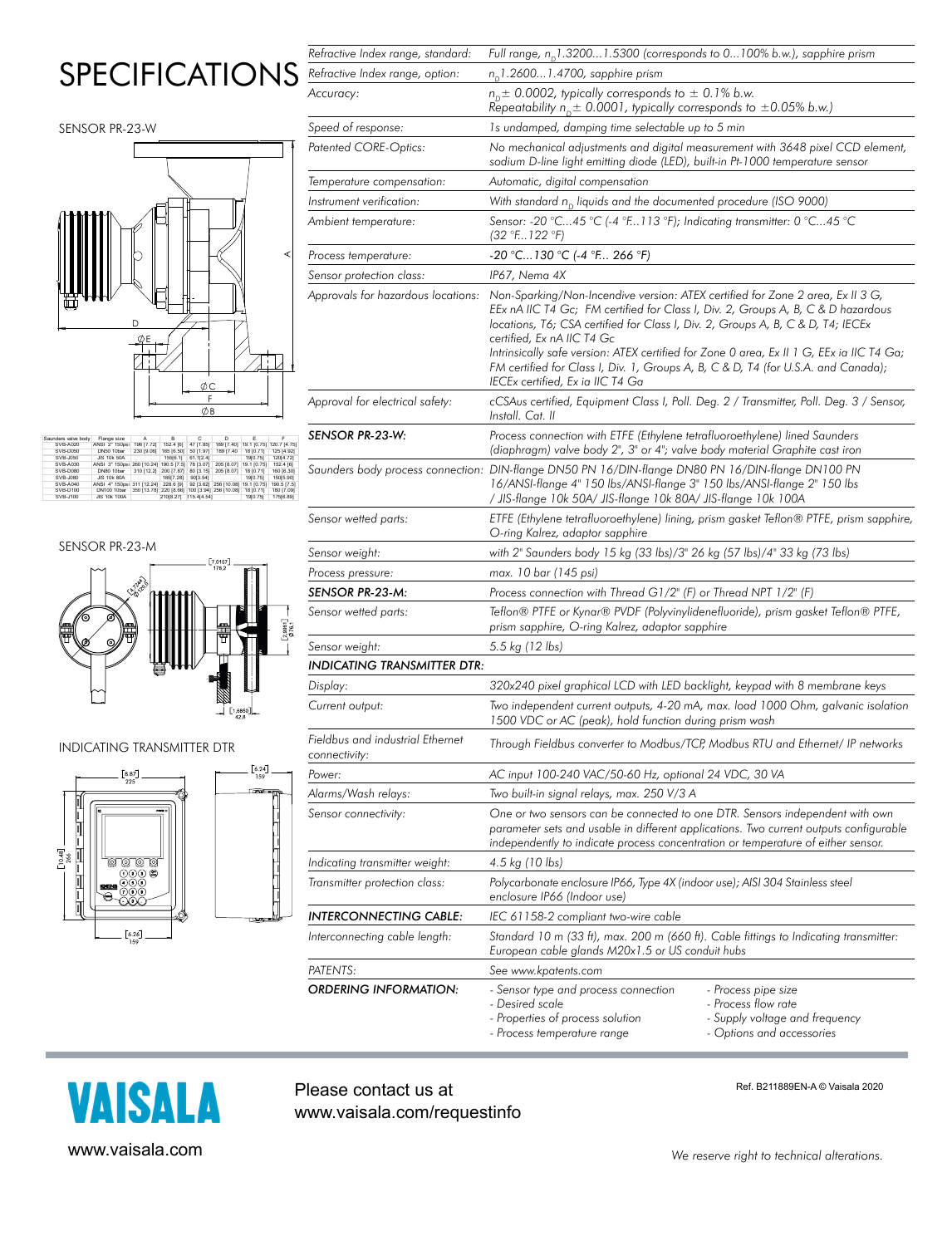# SPECIFICATIONS

SENSOR PR-23-W

| Saunders valve body | Flange size | A | B | C | D | E | F |
|---|---|---|---|---|---|---|---|
| SVB-A020 | ANSI 2" 150psi | 196 [7.72] | 152.4 [6] | 47 [1.85] | 189 [7.40] | 19.1 [0.75] | 120.7 [4.75] |
| SVB-D050 | DN50 10bar | 230 [9.06] | 165 [6.50] | 50 [1.97] | 189 [7.40] | 18 [0.71] | 125 [4.92] |
| SVB-J050 | JIS 10k 50A | | 155[6.1] | 61.1[2.4] | | 19[0.75] | 120[4.72] |
| SVB-A030 | ANSI 3" 150psi | 260 [10.24] | 190.5 [7.5] | 78 [3.07] | 205 [8.07] | 19.1 [0.75] | 152.4 [6] |
| SVB-D080 | DN80 10bar | 310 [12.2] | 200 [7.87] | 80 [3.15] | 205 [8.07] | 18 [0.71] | 160 [6.30] |
| SVB-J080 | JIS 10k 80A | | 185[7.28] | 90[3.54] | | 19[0.75] | 150[5.90] |
| SVB-A040 | ANSI 4" 150psi | 311 [12.24] | 228.6 [9] | 92 [3.62] | 256 [10.08] | 19.1 [0.75] | 190.5 [7.5] |
| SVB-D100 | DN100 10bar | 350 [13.78] | 220 [8.66] | 100 [3.94] | 256 [10.08] | 18 [0.71] | 180 [7.09] |
| SVB-J100 | JIS 10k 100A | | 210[8.27] | 115.4[4.54] | | 19[0.75] | 175[6.89] |

SENSOR PR-23-M

INDICATING TRANSMITTER DTR

| | |
|---|---|
| *Refractive Index range, standard:* | *Full range, $n_D$ 1.3200...1.5300 (corresponds to 0...100% b.w.), sapphire prism* |
| *Refractive Index range, option:* | *$n_D$ 1.2600...1.4700, sapphire prism* |
| *Accuracy:* | *$n_D$ ± 0.0002, typically corresponds to ± 0.1% b.w. Repeatability $n_D$ ± 0.0001, typically corresponds to ±0.05% b.w.)* |
| *Speed of response:* | *1s undamped, damping time selectable up to 5 min* |
| *Patented CORE-Optics:* | *No mechanical adjustments and digital measurement with 3648 pixel CCD element, sodium D-line light emitting diode (LED), built-in Pt-1000 temperature sensor* |
| *Temperature compensation:* | *Automatic, digital compensation* |
| *Instrument verification:* | *With standard $n_D$ liquids and the documented procedure (ISO 9000)* |
| *Ambient temperature:* | *Sensor: -20 °C...45 °C (-4 °F...113 °F); Indicating transmitter: 0 °C...45 °C (32 °F...122 °F)* |
| *Process temperature:* | *-20 °C...130 °C (-4 °F... 266 °F)* |
| *Sensor protection class:* | *IP67, Nema 4X* |
| *Approvals for hazardous locations:* | *Non-Sparking/Non-Incendive version: ATEX certified for Zone 2 area, Ex II 3 G, EEx nA IIC T4 Gc; FM certified for Class I, Div. 2, Groups A, B, C & D hazardous locations, T6; CSA certified for Class I, Div. 2, Groups A, B, C & D, T4; IECEx certified, Ex nA IIC T4 Gc* *Intrinsically safe version: ATEX certified for Zone 0 area, Ex II 1 G, EEx ia IIC T4 Ga; FM certified for Class I, Div. 1, Groups A, B, C & D, T4 (for U.S.A. and Canada); IECEx certified, Ex ia IIC T4 Ga* |
| *Approval for electrical safety:* | *cCSAus certified, Equipment Class I, Poll. Deg. 2 / Transmitter, Poll. Deg. 3 / Sensor, Install. Cat. II* |
| ***SENSOR PR-23-W:*** | *Process connection with ETFE (Ethylene tetrafluoroethylene) lined Saunders (diaphragm) valve body 2", 3" or 4"; valve body material Graphite cast iron* |
| *Saunders body process connection:* | *DIN-flange DN50 PN 16/DIN-flange DN80 PN 16/DIN-flange DN100 PN 16/ANSI-flange 4" 150 lbs/ANSI-flange 3" 150 lbs/ANSI-flange 2" 150 lbs / JIS-flange 10k 50A/ JIS-flange 10k 80A/ JIS-flange 10k 100A* |
| *Sensor wetted parts:* | *ETFE (Ethylene tetrafluoroethylene) lining, prism gasket Teflon® PTFE, prism sapphire, O-ring Kalrez, adaptor sapphire* |
| *Sensor weight:* | *with 2" Saunders body 15 kg (33 lbs)/3" 26 kg (57 lbs)/4" 33 kg (73 lbs)* |
| *Process pressure:* | *max. 10 bar (145 psi)* |
| ***SENSOR PR-23-M:*** | *Process connection with Thread G1/2" (F) or Thread NPT 1/2" (F)* |
| *Sensor wetted parts:* | *Teflon® PTFE or Kynar® PVDF (Polyvinylidenefluoride), prism gasket Teflon® PTFE, prism sapphire, O-ring Kalrez, adaptor sapphire* |
| *Sensor weight:* | *5.5 kg (12 lbs)* |
| ***INDICATING TRANSMITTER DTR:*** | |
| *Display:* | *320x240 pixel graphical LCD with LED backlight, keypad with 8 membrane keys* |
| *Current output:* | *Two independent current outputs, 4-20 mA, max. load 1000 Ohm, galvanic isolation 1500 VDC or AC (peak), hold function during prism wash* |
| *Fieldbus and industrial Ethernet connectivity:* | *Through Fieldbus converter to Modbus/TCP, Modbus RTU and Ethernet/ IP networks* |
| *Power:* | *AC input 100-240 VAC/50-60 Hz, optional 24 VDC, 30 VA* |
| *Alarms/Wash relays:* | *Two built-in signal relays, max. 250 V/3 A* |
| *Sensor connectivity:* | *One or two sensors can be connected to one DTR. Sensors independent with own parameter sets and usable in different applications. Two current outputs configurable independently to indicate process concentration or temperature of either sensor.* |
| *Indicating transmitter weight:* | *4.5 kg (10 lbs)* |
| *Transmitter protection class:* | *Polycarbonate enclosure IP66, Type 4X (indoor use); AISI 304 Stainless steel enclosure IP66 (Indoor use)* |
| ***INTERCONNECTING CABLE:*** | *IEC 61158-2 compliant two-wire cable* |
| *Interconnecting cable length:* | *Standard 10 m (33 ft), max. 200 m (660 ft). Cable fittings to Indicating transmitter: European cable glands M20x1.5 or US conduit hubs* |
| *PATENTS:* | *See www.kpatents.com* |
| ***ORDERING INFORMATION:*** | *- Sensor type and process connection - Desired scale - Properties of process solution - Process temperature range - Process pipe size - Process flow rate - Supply voltage and frequency - Options and accessories* |

VAISALA

www.vaisala.com

Please contact us at
www.vaisala.com/requestinfo

Ref. B211889EN-A © Vaisala 2020

*We reserve right to technical alterations.*